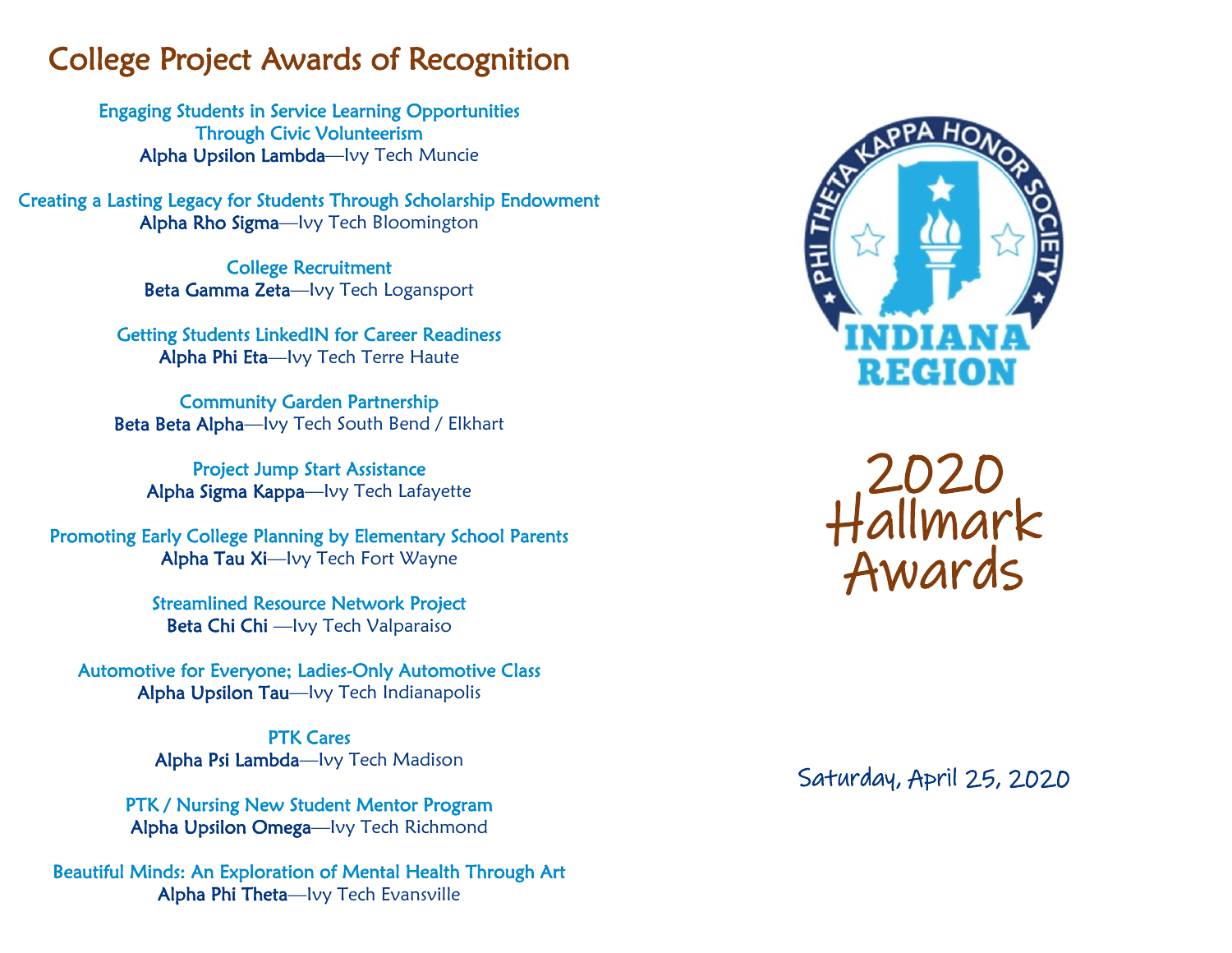## College Project Awards of Recognition

**Engaging Students in Service Learning Opportunities Through Civic Volunteerism**
**Alpha Upsilon Lambda**—Ivy Tech Muncie

**Creating a Lasting Legacy for Students Through Scholarship Endowment**
**Alpha Rho Sigma**—Ivy Tech Bloomington

**College Recruitment**
**Beta Gamma Zeta**—Ivy Tech Logansport

**Getting Students LinkedIN for Career Readiness**
**Alpha Phi Eta**—Ivy Tech Terre Haute

**Community Garden Partnership**
**Beta Beta Alpha**—Ivy Tech South Bend / Elkhart

**Project Jump Start Assistance**
**Alpha Sigma Kappa**—Ivy Tech Lafayette

**Promoting Early College Planning by Elementary School Parents**
**Alpha Tau Xi**—Ivy Tech Fort Wayne

**Streamlined Resource Network Project**
**Beta Chi Chi** —Ivy Tech Valparaiso

**Automotive for Everyone; Ladies-Only Automotive Class**
**Alpha Upsilon Tau**—Ivy Tech Indianapolis

**PTK Cares**
**Alpha Psi Lambda**—Ivy Tech Madison

**PTK / Nursing New Student Mentor Program**
**Alpha Upsilon Omega**—Ivy Tech Richmond

**Beautiful Minds: An Exploration of Mental Health Through Art**
**Alpha Phi Theta**—Ivy Tech Evansville

PHI THETA KAPPA HONOR SOCIETY
INDIANA REGION

# 2020 Hallmark Awards

Saturday, April 25, 2020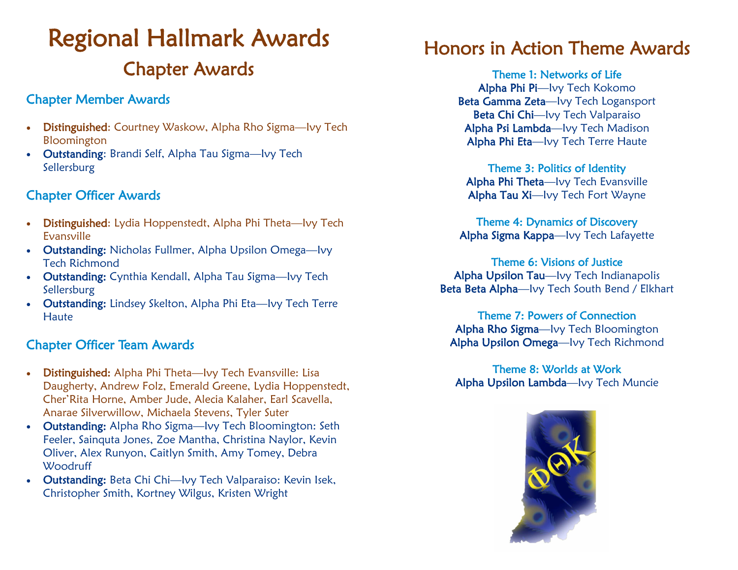# Regional Hallmark Awards

## Chapter Awards

### Chapter Member Awards

- **Distinguished**: Courtney Waskow, Alpha Rho Sigma—Ivy Tech Bloomington
- **Outstanding**: Brandi Self, Alpha Tau Sigma—Ivy Tech Sellersburg

### Chapter Officer Awards

- **Distinguished**: Lydia Hoppenstedt, Alpha Phi Theta—Ivy Tech Evansville
- **Outstanding:** Nicholas Fullmer, Alpha Upsilon Omega—Ivy Tech Richmond
- **Outstanding:** Cynthia Kendall, Alpha Tau Sigma—Ivy Tech Sellersburg
- **Outstanding:** Lindsey Skelton, Alpha Phi Eta—Ivy Tech Terre Haute

### Chapter Officer Team Awards

- **Distinguished:** Alpha Phi Theta—Ivy Tech Evansville: Lisa Daugherty, Andrew Folz, Emerald Greene, Lydia Hoppenstedt, Cher'Rita Horne, Amber Jude, Alecia Kalaher, Earl Scavella, Anarae Silverwillow, Michaela Stevens, Tyler Suter
- **Outstanding:** Alpha Rho Sigma—Ivy Tech Bloomington: Seth Feeler, Sainquta Jones, Zoe Mantha, Christina Naylor, Kevin Oliver, Alex Runyon, Caitlyn Smith, Amy Tomey, Debra Woodruff
- **Outstanding:** Beta Chi Chi—Ivy Tech Valparaiso: Kevin Isek, Christopher Smith, Kortney Wilgus, Kristen Wright

# Honors in Action Theme Awards

### Theme 1: Networks of Life

**Alpha Phi Pi**—Ivy Tech Kokomo
**Beta Gamma Zeta**—Ivy Tech Logansport
**Beta Chi Chi**—Ivy Tech Valparaiso
**Alpha Psi Lambda**—Ivy Tech Madison
**Alpha Phi Eta**—Ivy Tech Terre Haute

### Theme 3: Politics of Identity

**Alpha Phi Theta**—Ivy Tech Evansville
**Alpha Tau Xi**—Ivy Tech Fort Wayne

### Theme 4: Dynamics of Discovery

**Alpha Sigma Kappa**—Ivy Tech Lafayette

### Theme 6: Visions of Justice

**Alpha Upsilon Tau**—Ivy Tech Indianapolis
**Beta Beta Alpha**—Ivy Tech South Bend / Elkhart

### Theme 7: Powers of Connection

**Alpha Rho Sigma**—Ivy Tech Bloomington
**Alpha Upsilon Omega**—Ivy Tech Richmond

### Theme 8: Worlds at Work

**Alpha Upsilon Lambda**—Ivy Tech Muncie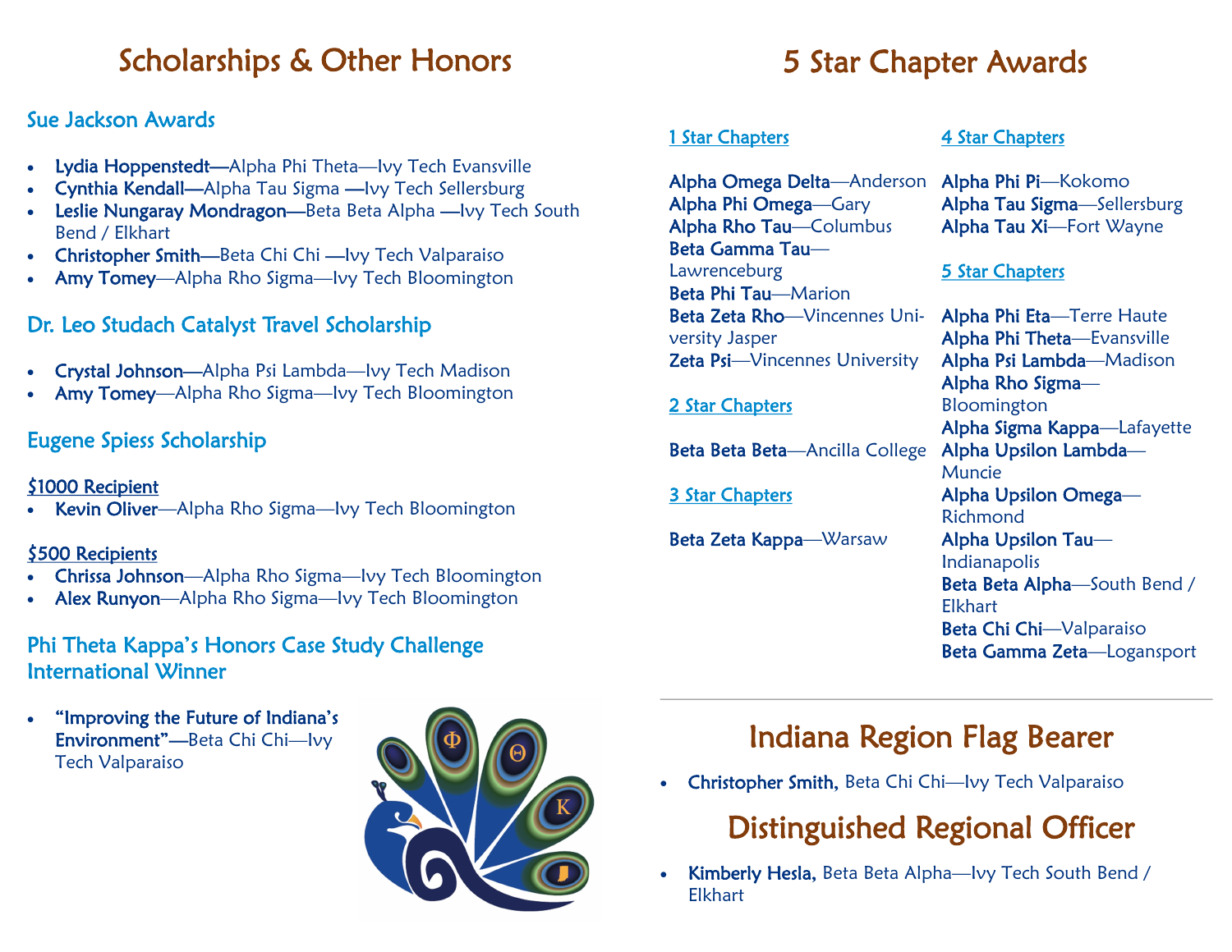# Scholarships & Other Honors

## Sue Jackson Awards

- **Lydia Hoppenstedt—**Alpha Phi Theta—Ivy Tech Evansville
- **Cynthia Kendall—**Alpha Tau Sigma —Ivy Tech Sellersburg
- **Leslie Nungaray Mondragon—**Beta Beta Alpha —Ivy Tech South Bend / Elkhart
- **Christopher Smith—**Beta Chi Chi —Ivy Tech Valparaiso
- **Amy Tomey**—Alpha Rho Sigma—Ivy Tech Bloomington

## Dr. Leo Studach Catalyst Travel Scholarship

- **Crystal Johnson—**Alpha Psi Lambda—Ivy Tech Madison
- **Amy Tomey**—Alpha Rho Sigma—Ivy Tech Bloomington

## Eugene Spiess Scholarship

$1000 Recipient

- **Kevin Oliver**—Alpha Rho Sigma—Ivy Tech Bloomington

$500 Recipients

- **Chrissa Johnson**—Alpha Rho Sigma—Ivy Tech Bloomington
- **Alex Runyon**—Alpha Rho Sigma—Ivy Tech Bloomington

## Phi Theta Kappa's Honors Case Study Challenge International Winner

- **"Improving the Future of Indiana's Environment"—**Beta Chi Chi—Ivy Tech Valparaiso

# 5 Star Chapter Awards

### 1 Star Chapters

**Alpha Omega Delta**—Anderson
**Alpha Phi Omega**—Gary
**Alpha Rho Tau**—Columbus
**Beta Gamma Tau**—Lawrenceburg
**Beta Phi Tau**—Marion
**Beta Zeta Rho**—Vincennes University Jasper
**Zeta Psi**—Vincennes University

### 2 Star Chapters

**Beta Beta Beta**—Ancilla College

### 3 Star Chapters

**Beta Zeta Kappa**—Warsaw

### 4 Star Chapters

**Alpha Phi Pi**—Kokomo
**Alpha Tau Sigma**—Sellersburg
**Alpha Tau Xi**—Fort Wayne

### 5 Star Chapters

**Alpha Phi Eta**—Terre Haute
**Alpha Phi Theta**—Evansville
**Alpha Psi Lambda**—Madison
**Alpha Rho Sigma**—Bloomington
**Alpha Sigma Kappa**—Lafayette
**Alpha Upsilon Lambda**—Muncie
**Alpha Upsilon Omega**—Richmond
**Alpha Upsilon Tau**—Indianapolis
**Beta Beta Alpha**—South Bend / Elkhart
**Beta Chi Chi**—Valparaiso
**Beta Gamma Zeta**—Logansport

# Indiana Region Flag Bearer

- **Christopher Smith,** Beta Chi Chi—Ivy Tech Valparaiso

# Distinguished Regional Officer

- **Kimberly Hesla,** Beta Beta Alpha—Ivy Tech South Bend / Elkhart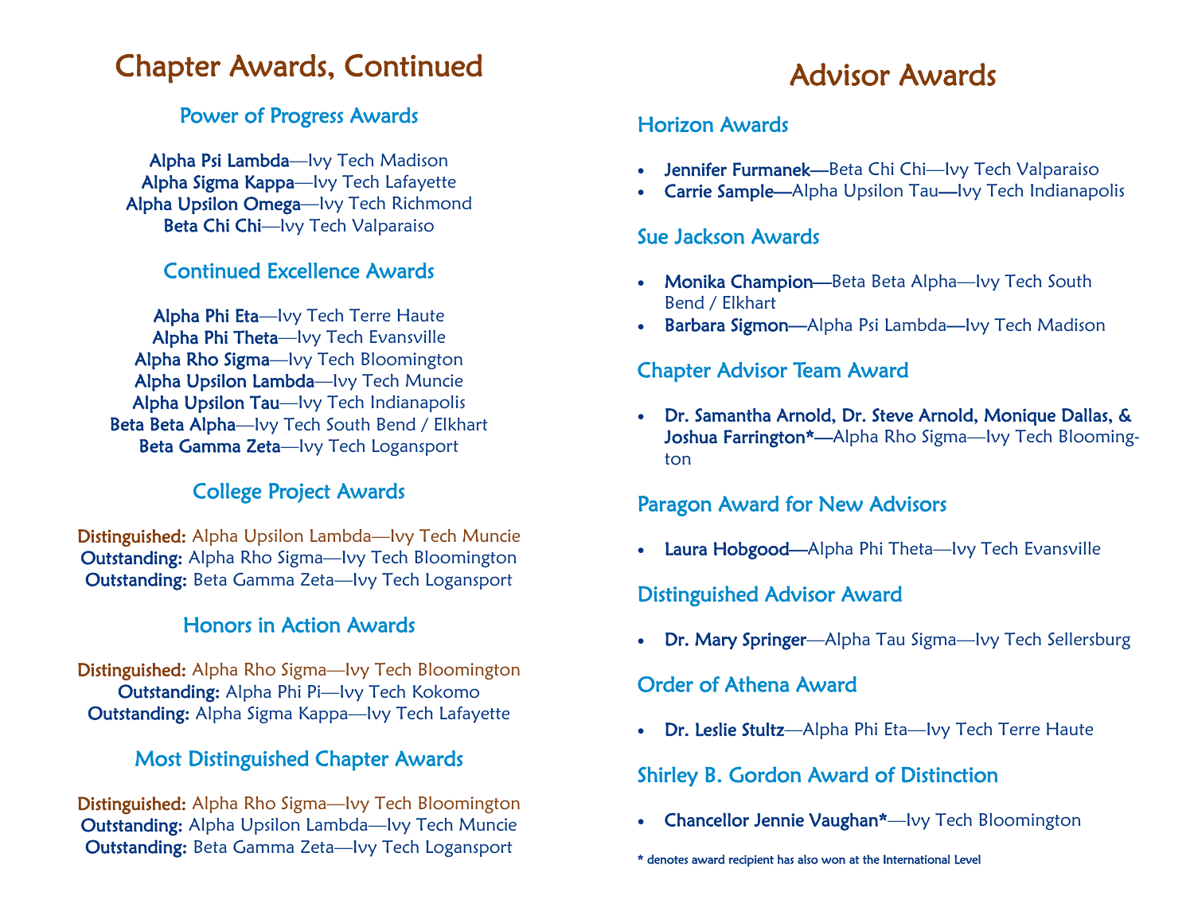# Chapter Awards, Continued

## Power of Progress Awards

**Alpha Psi Lambda**—Ivy Tech Madison
**Alpha Sigma Kappa**—Ivy Tech Lafayette
**Alpha Upsilon Omega**—Ivy Tech Richmond
**Beta Chi Chi**—Ivy Tech Valparaiso

## Continued Excellence Awards

**Alpha Phi Eta**—Ivy Tech Terre Haute
**Alpha Phi Theta**—Ivy Tech Evansville
**Alpha Rho Sigma**—Ivy Tech Bloomington
**Alpha Upsilon Lambda**—Ivy Tech Muncie
**Alpha Upsilon Tau**—Ivy Tech Indianapolis
**Beta Beta Alpha**—Ivy Tech South Bend / Elkhart
**Beta Gamma Zeta**—Ivy Tech Logansport

## College Project Awards

**Distinguished:** Alpha Upsilon Lambda—Ivy Tech Muncie
**Outstanding:** Alpha Rho Sigma—Ivy Tech Bloomington
**Outstanding:** Beta Gamma Zeta—Ivy Tech Logansport

## Honors in Action Awards

**Distinguished:** Alpha Rho Sigma—Ivy Tech Bloomington
**Outstanding:** Alpha Phi Pi—Ivy Tech Kokomo
**Outstanding:** Alpha Sigma Kappa—Ivy Tech Lafayette

## Most Distinguished Chapter Awards

**Distinguished:** Alpha Rho Sigma—Ivy Tech Bloomington
**Outstanding:** Alpha Upsilon Lambda—Ivy Tech Muncie
**Outstanding:** Beta Gamma Zeta—Ivy Tech Logansport

# Advisor Awards

## Horizon Awards

- **Jennifer Furmanek**—Beta Chi Chi—Ivy Tech Valparaiso
- **Carrie Sample**—Alpha Upsilon Tau—Ivy Tech Indianapolis

## Sue Jackson Awards

- **Monika Champion**—Beta Beta Alpha—Ivy Tech South Bend / Elkhart
- **Barbara Sigmon**—Alpha Psi Lambda—Ivy Tech Madison

## Chapter Advisor Team Award

- **Dr. Samantha Arnold, Dr. Steve Arnold, Monique Dallas, & Joshua Farrington***—Alpha Rho Sigma—Ivy Tech Bloomington

## Paragon Award for New Advisors

- **Laura Hobgood**—Alpha Phi Theta—Ivy Tech Evansville

## Distinguished Advisor Award

- **Dr. Mary Springer**—Alpha Tau Sigma—Ivy Tech Sellersburg

## Order of Athena Award

- **Dr. Leslie Stultz**—Alpha Phi Eta—Ivy Tech Terre Haute

## Shirley B. Gordon Award of Distinction

- **Chancellor Jennie Vaughan***—Ivy Tech Bloomington

* denotes award recipient has also won at the International Level